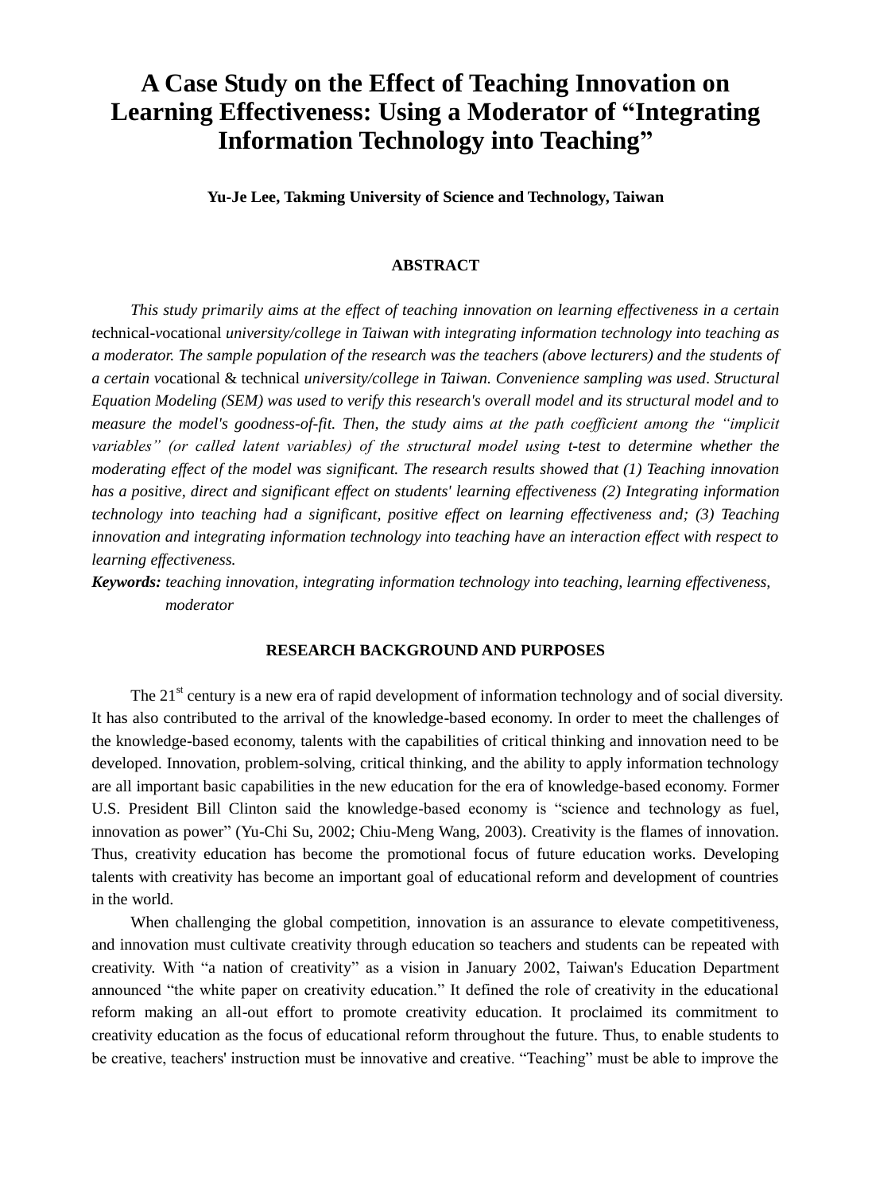# A Case Study on the Effect of Teaching Innovation on Learning Effectiveness: Using a Moderator of "Integrating Information Technology into Teaching"

**Yu-Je Lee, Takming University of Science and Technology, Taiwan**

## ABSTRACT

*This study primarily aims at the effect of teaching innovation on learning effectiveness in a certain* technical-vocational *university/college in Taiwan with integrating information technology into teaching as a moderator. The sample population of the research was the teachers (above lecturers) and the students of a certain* vocational & technical *university/college in Taiwan. Convenience sampling was used. Structural Equation Modeling (SEM) was used to verify this research's overall model and its structural model and to measure the model's goodness-of-fit. Then, the study aims at the path coefficient among the "implicit variables" (or called latent variables) of the structural model using t-test to determine whether the moderating effect of the model was significant. The research results showed that (1) Teaching innovation has a positive, direct and significant effect on students' learning effectiveness (2) Integrating information technology into teaching had a significant, positive effect on learning effectiveness and; (3) Teaching innovation and integrating information technology into teaching have an interaction effect with respect to learning effectiveness.*

***Keywords:*** *teaching innovation, integrating information technology into teaching, learning effectiveness, moderator*

## RESEARCH BACKGROUND AND PURPOSES

The 21st century is a new era of rapid development of information technology and of social diversity. It has also contributed to the arrival of the knowledge-based economy. In order to meet the challenges of the knowledge-based economy, talents with the capabilities of critical thinking and innovation need to be developed. Innovation, problem-solving, critical thinking, and the ability to apply information technology are all important basic capabilities in the new education for the era of knowledge-based economy. Former U.S. President Bill Clinton said the knowledge-based economy is "science and technology as fuel, innovation as power" (Yu-Chi Su, 2002; Chiu-Meng Wang, 2003). Creativity is the flames of innovation. Thus, creativity education has become the promotional focus of future education works. Developing talents with creativity has become an important goal of educational reform and development of countries in the world.

When challenging the global competition, innovation is an assurance to elevate competitiveness, and innovation must cultivate creativity through education so teachers and students can be repeated with creativity. With "a nation of creativity" as a vision in January 2002, Taiwan's Education Department announced "the white paper on creativity education." It defined the role of creativity in the educational reform making an all-out effort to promote creativity education. It proclaimed its commitment to creativity education as the focus of educational reform throughout the future. Thus, to enable students to be creative, teachers' instruction must be innovative and creative. "Teaching" must be able to improve the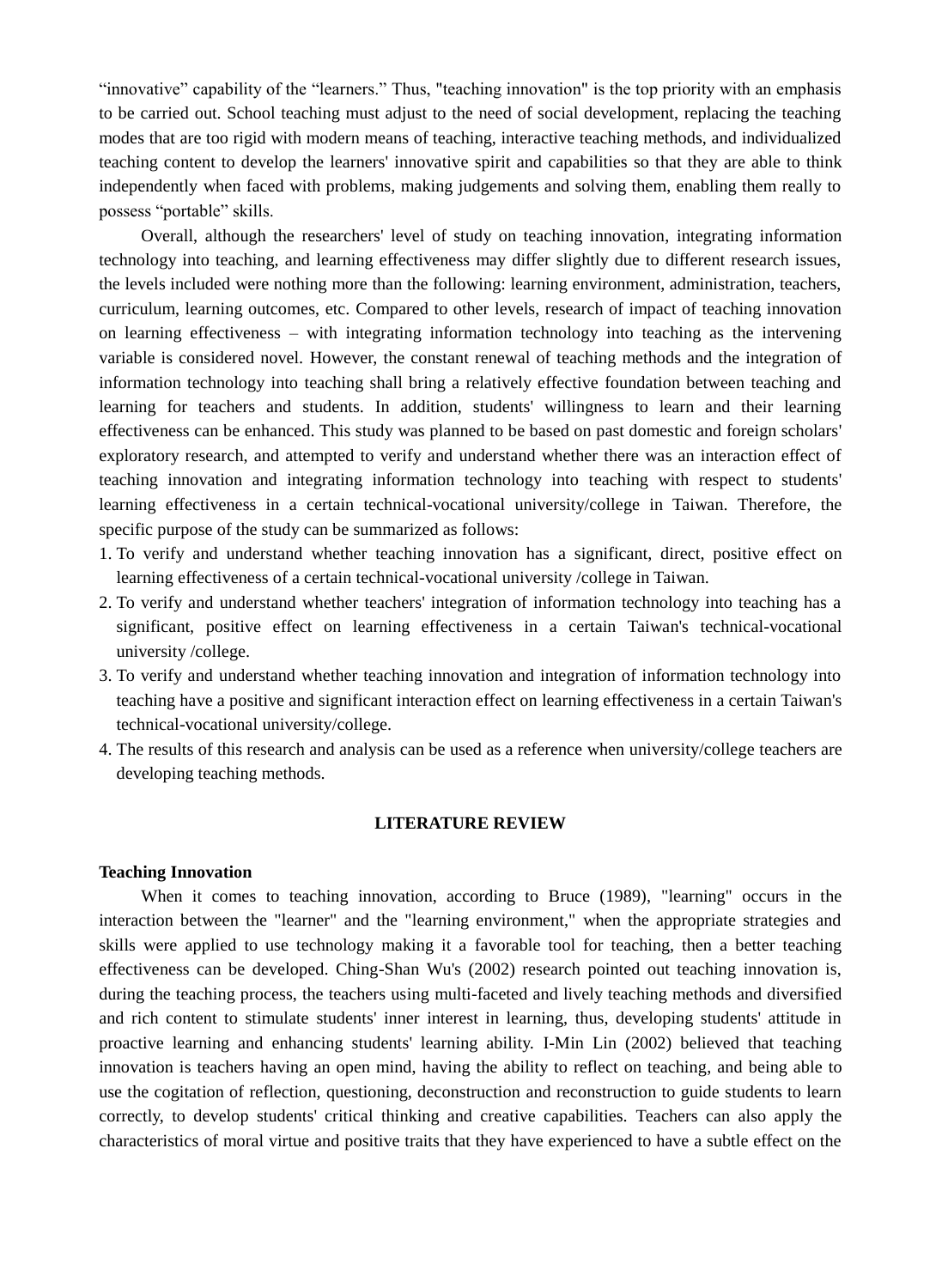"innovative" capability of the "learners." Thus, "teaching innovation" is the top priority with an emphasis to be carried out. School teaching must adjust to the need of social development, replacing the teaching modes that are too rigid with modern means of teaching, interactive teaching methods, and individualized teaching content to develop the learners' innovative spirit and capabilities so that they are able to think independently when faced with problems, making judgements and solving them, enabling them really to possess "portable" skills.

Overall, although the researchers' level of study on teaching innovation, integrating information technology into teaching, and learning effectiveness may differ slightly due to different research issues, the levels included were nothing more than the following: learning environment, administration, teachers, curriculum, learning outcomes, etc. Compared to other levels, research of impact of teaching innovation on learning effectiveness – with integrating information technology into teaching as the intervening variable is considered novel. However, the constant renewal of teaching methods and the integration of information technology into teaching shall bring a relatively effective foundation between teaching and learning for teachers and students. In addition, students' willingness to learn and their learning effectiveness can be enhanced. This study was planned to be based on past domestic and foreign scholars' exploratory research, and attempted to verify and understand whether there was an interaction effect of teaching innovation and integrating information technology into teaching with respect to students' learning effectiveness in a certain technical-vocational university/college in Taiwan. Therefore, the specific purpose of the study can be summarized as follows:

1. To verify and understand whether teaching innovation has a significant, direct, positive effect on learning effectiveness of a certain technical-vocational university /college in Taiwan.
2. To verify and understand whether teachers' integration of information technology into teaching has a significant, positive effect on learning effectiveness in a certain Taiwan's technical-vocational university /college.
3. To verify and understand whether teaching innovation and integration of information technology into teaching have a positive and significant interaction effect on learning effectiveness in a certain Taiwan's technical-vocational university/college.
4. The results of this research and analysis can be used as a reference when university/college teachers are developing teaching methods.

## LITERATURE REVIEW

### Teaching Innovation

When it comes to teaching innovation, according to Bruce (1989), "learning" occurs in the interaction between the "learner" and the "learning environment," when the appropriate strategies and skills were applied to use technology making it a favorable tool for teaching, then a better teaching effectiveness can be developed. Ching-Shan Wu's (2002) research pointed out teaching innovation is, during the teaching process, the teachers using multi-faceted and lively teaching methods and diversified and rich content to stimulate students' inner interest in learning, thus, developing students' attitude in proactive learning and enhancing students' learning ability. I-Min Lin (2002) believed that teaching innovation is teachers having an open mind, having the ability to reflect on teaching, and being able to use the cogitation of reflection, questioning, deconstruction and reconstruction to guide students to learn correctly, to develop students' critical thinking and creative capabilities. Teachers can also apply the characteristics of moral virtue and positive traits that they have experienced to have a subtle effect on the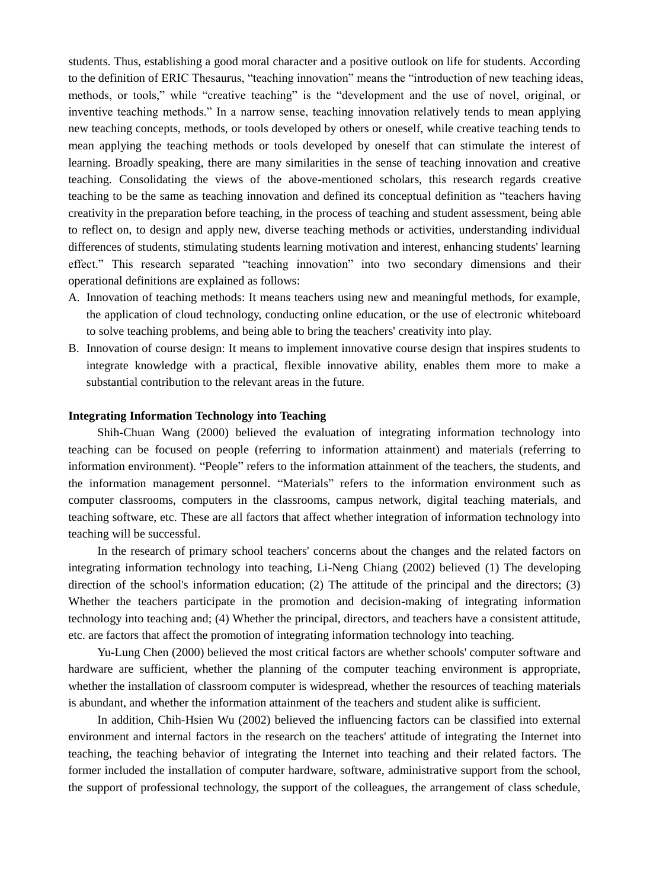students. Thus, establishing a good moral character and a positive outlook on life for students. According to the definition of ERIC Thesaurus, "teaching innovation" means the "introduction of new teaching ideas, methods, or tools," while "creative teaching" is the "development and the use of novel, original, or inventive teaching methods." In a narrow sense, teaching innovation relatively tends to mean applying new teaching concepts, methods, or tools developed by others or oneself, while creative teaching tends to mean applying the teaching methods or tools developed by oneself that can stimulate the interest of learning. Broadly speaking, there are many similarities in the sense of teaching innovation and creative teaching. Consolidating the views of the above-mentioned scholars, this research regards creative teaching to be the same as teaching innovation and defined its conceptual definition as "teachers having creativity in the preparation before teaching, in the process of teaching and student assessment, being able to reflect on, to design and apply new, diverse teaching methods or activities, understanding individual differences of students, stimulating students learning motivation and interest, enhancing students' learning effect." This research separated "teaching innovation" into two secondary dimensions and their operational definitions are explained as follows:

A. Innovation of teaching methods: It means teachers using new and meaningful methods, for example, the application of cloud technology, conducting online education, or the use of electronic whiteboard to solve teaching problems, and being able to bring the teachers' creativity into play.
B. Innovation of course design: It means to implement innovative course design that inspires students to integrate knowledge with a practical, flexible innovative ability, enables them more to make a substantial contribution to the relevant areas in the future.

**Integrating Information Technology into Teaching**

Shih-Chuan Wang (2000) believed the evaluation of integrating information technology into teaching can be focused on people (referring to information attainment) and materials (referring to information environment). "People" refers to the information attainment of the teachers, the students, and the information management personnel. "Materials" refers to the information environment such as computer classrooms, computers in the classrooms, campus network, digital teaching materials, and teaching software, etc. These are all factors that affect whether integration of information technology into teaching will be successful.

In the research of primary school teachers' concerns about the changes and the related factors on integrating information technology into teaching, Li-Neng Chiang (2002) believed (1) The developing direction of the school's information education; (2) The attitude of the principal and the directors; (3) Whether the teachers participate in the promotion and decision-making of integrating information technology into teaching and; (4) Whether the principal, directors, and teachers have a consistent attitude, etc. are factors that affect the promotion of integrating information technology into teaching.

Yu-Lung Chen (2000) believed the most critical factors are whether schools' computer software and hardware are sufficient, whether the planning of the computer teaching environment is appropriate, whether the installation of classroom computer is widespread, whether the resources of teaching materials is abundant, and whether the information attainment of the teachers and student alike is sufficient.

In addition, Chih-Hsien Wu (2002) believed the influencing factors can be classified into external environment and internal factors in the research on the teachers' attitude of integrating the Internet into teaching, the teaching behavior of integrating the Internet into teaching and their related factors. The former included the installation of computer hardware, software, administrative support from the school, the support of professional technology, the support of the colleagues, the arrangement of class schedule,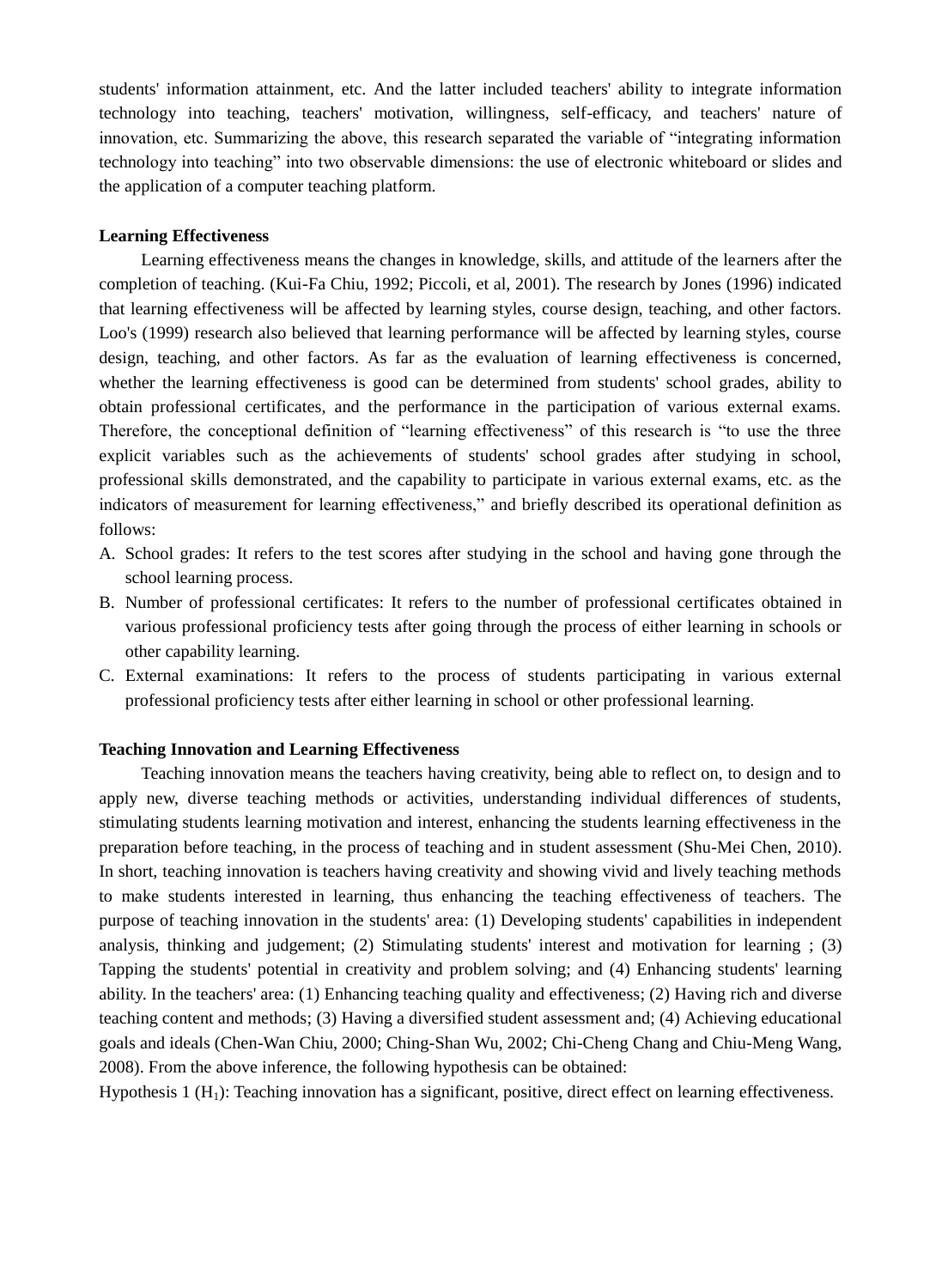students' information attainment, etc. And the latter included teachers' ability to integrate information technology into teaching, teachers' motivation, willingness, self-efficacy, and teachers' nature of innovation, etc. Summarizing the above, this research separated the variable of "integrating information technology into teaching" into two observable dimensions: the use of electronic whiteboard or slides and the application of a computer teaching platform.

**Learning Effectiveness**

Learning effectiveness means the changes in knowledge, skills, and attitude of the learners after the completion of teaching. (Kui-Fa Chiu, 1992; Piccoli, et al, 2001). The research by Jones (1996) indicated that learning effectiveness will be affected by learning styles, course design, teaching, and other factors. Loo's (1999) research also believed that learning performance will be affected by learning styles, course design, teaching, and other factors. As far as the evaluation of learning effectiveness is concerned, whether the learning effectiveness is good can be determined from students' school grades, ability to obtain professional certificates, and the performance in the participation of various external exams. Therefore, the conceptional definition of "learning effectiveness" of this research is "to use the three explicit variables such as the achievements of students' school grades after studying in school, professional skills demonstrated, and the capability to participate in various external exams, etc. as the indicators of measurement for learning effectiveness," and briefly described its operational definition as follows:

A. School grades: It refers to the test scores after studying in the school and having gone through the school learning process.
B. Number of professional certificates: It refers to the number of professional certificates obtained in various professional proficiency tests after going through the process of either learning in schools or other capability learning.
C. External examinations: It refers to the process of students participating in various external professional proficiency tests after either learning in school or other professional learning.

**Teaching Innovation and Learning Effectiveness**

Teaching innovation means the teachers having creativity, being able to reflect on, to design and to apply new, diverse teaching methods or activities, understanding individual differences of students, stimulating students learning motivation and interest, enhancing the students learning effectiveness in the preparation before teaching, in the process of teaching and in student assessment (Shu-Mei Chen, 2010). In short, teaching innovation is teachers having creativity and showing vivid and lively teaching methods to make students interested in learning, thus enhancing the teaching effectiveness of teachers. The purpose of teaching innovation in the students' area: (1) Developing students' capabilities in independent analysis, thinking and judgement; (2) Stimulating students' interest and motivation for learning ; (3) Tapping the students' potential in creativity and problem solving; and (4) Enhancing students' learning ability. In the teachers' area: (1) Enhancing teaching quality and effectiveness; (2) Having rich and diverse teaching content and methods; (3) Having a diversified student assessment and; (4) Achieving educational goals and ideals (Chen-Wan Chiu, 2000; Ching-Shan Wu, 2002; Chi-Cheng Chang and Chiu-Meng Wang, 2008). From the above inference, the following hypothesis can be obtained:

Hypothesis 1 ($H_1$): Teaching innovation has a significant, positive, direct effect on learning effectiveness.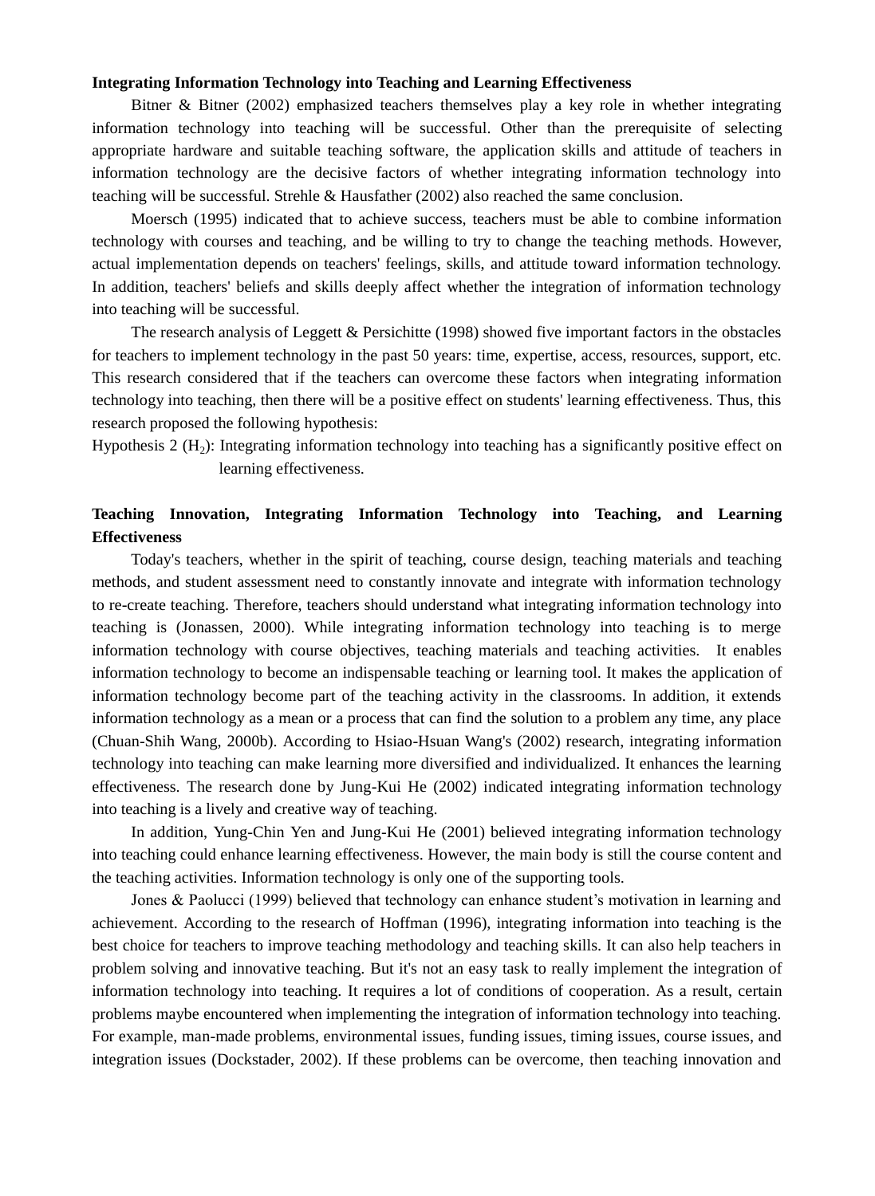**Integrating Information Technology into Teaching and Learning Effectiveness**

Bitner & Bitner (2002) emphasized teachers themselves play a key role in whether integrating information technology into teaching will be successful. Other than the prerequisite of selecting appropriate hardware and suitable teaching software, the application skills and attitude of teachers in information technology are the decisive factors of whether integrating information technology into teaching will be successful. Strehle & Hausfather (2002) also reached the same conclusion.

Moersch (1995) indicated that to achieve success, teachers must be able to combine information technology with courses and teaching, and be willing to try to change the teaching methods. However, actual implementation depends on teachers' feelings, skills, and attitude toward information technology. In addition, teachers' beliefs and skills deeply affect whether the integration of information technology into teaching will be successful.

The research analysis of Leggett & Persichitte (1998) showed five important factors in the obstacles for teachers to implement technology in the past 50 years: time, expertise, access, resources, support, etc. This research considered that if the teachers can overcome these factors when integrating information technology into teaching, then there will be a positive effect on students' learning effectiveness. Thus, this research proposed the following hypothesis:

Hypothesis 2 ($H_2$): Integrating information technology into teaching has a significantly positive effect on learning effectiveness.

**Teaching Innovation, Integrating Information Technology into Teaching, and Learning Effectiveness**

Today's teachers, whether in the spirit of teaching, course design, teaching materials and teaching methods, and student assessment need to constantly innovate and integrate with information technology to re-create teaching. Therefore, teachers should understand what integrating information technology into teaching is (Jonassen, 2000). While integrating information technology into teaching is to merge information technology with course objectives, teaching materials and teaching activities. It enables information technology to become an indispensable teaching or learning tool. It makes the application of information technology become part of the teaching activity in the classrooms. In addition, it extends information technology as a mean or a process that can find the solution to a problem any time, any place (Chuan-Shih Wang, 2000b). According to Hsiao-Hsuan Wang's (2002) research, integrating information technology into teaching can make learning more diversified and individualized. It enhances the learning effectiveness. The research done by Jung-Kui He (2002) indicated integrating information technology into teaching is a lively and creative way of teaching.

In addition, Yung-Chin Yen and Jung-Kui He (2001) believed integrating information technology into teaching could enhance learning effectiveness. However, the main body is still the course content and the teaching activities. Information technology is only one of the supporting tools.

Jones & Paolucci (1999) believed that technology can enhance student's motivation in learning and achievement. According to the research of Hoffman (1996), integrating information into teaching is the best choice for teachers to improve teaching methodology and teaching skills. It can also help teachers in problem solving and innovative teaching. But it's not an easy task to really implement the integration of information technology into teaching. It requires a lot of conditions of cooperation. As a result, certain problems maybe encountered when implementing the integration of information technology into teaching. For example, man-made problems, environmental issues, funding issues, timing issues, course issues, and integration issues (Dockstader, 2002). If these problems can be overcome, then teaching innovation and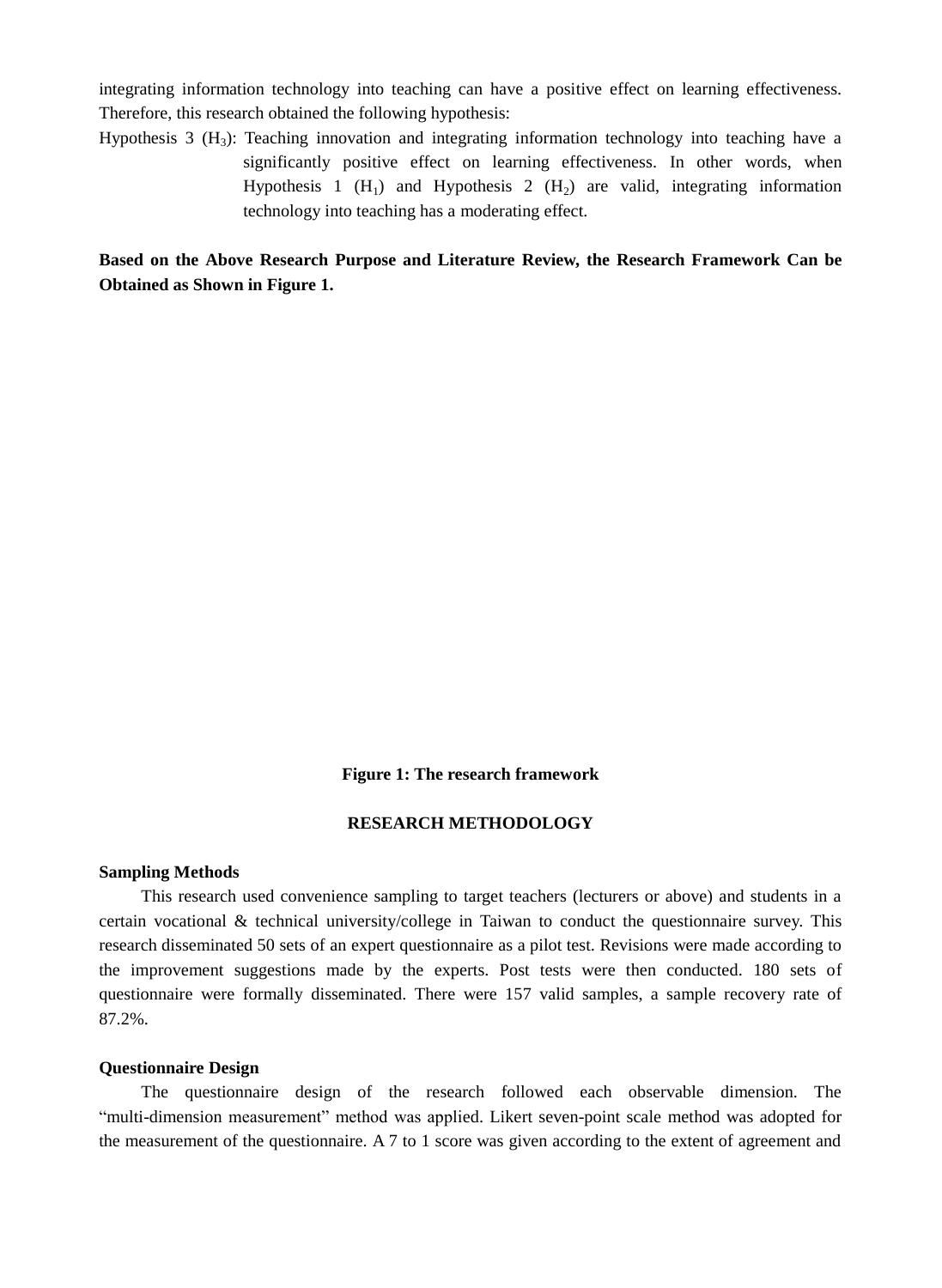integrating information technology into teaching can have a positive effect on learning effectiveness. Therefore, this research obtained the following hypothesis:

Hypothesis 3 ($H_3$): Teaching innovation and integrating information technology into teaching have a significantly positive effect on learning effectiveness. In other words, when Hypothesis 1 ($H_1$) and Hypothesis 2 ($H_2$) are valid, integrating information technology into teaching has a moderating effect.

**Based on the Above Research Purpose and Literature Review, the Research Framework Can be Obtained as Shown in Figure 1.**

**Figure 1: The research framework**

## RESEARCH METHODOLOGY

### Sampling Methods

This research used convenience sampling to target teachers (lecturers or above) and students in a certain vocational & technical university/college in Taiwan to conduct the questionnaire survey. This research disseminated 50 sets of an expert questionnaire as a pilot test. Revisions were made according to the improvement suggestions made by the experts. Post tests were then conducted. 180 sets of questionnaire were formally disseminated. There were 157 valid samples, a sample recovery rate of 87.2%.

### Questionnaire Design

The questionnaire design of the research followed each observable dimension. The "multi-dimension measurement" method was applied. Likert seven-point scale method was adopted for the measurement of the questionnaire. A 7 to 1 score was given according to the extent of agreement and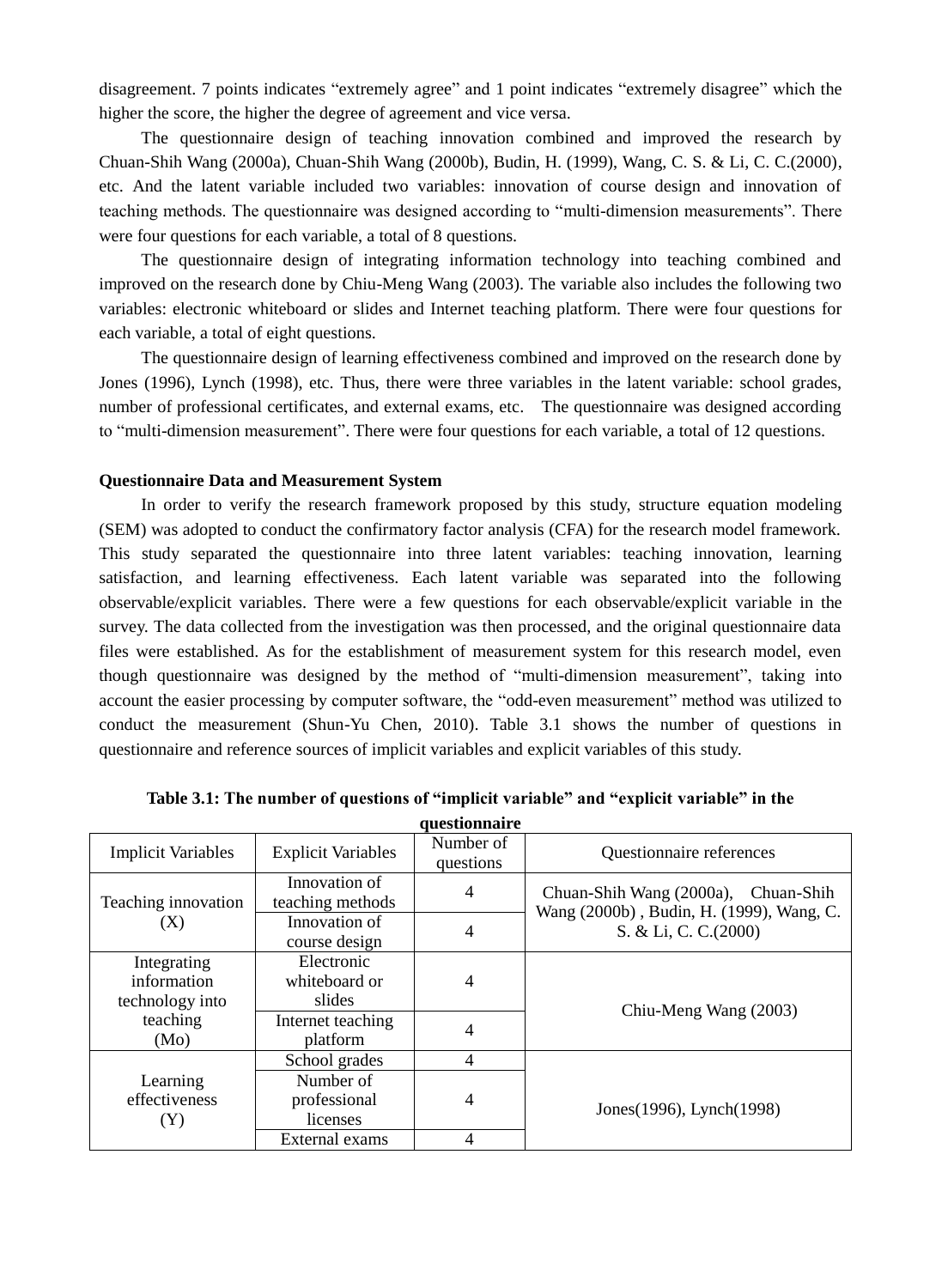disagreement. 7 points indicates "extremely agree" and 1 point indicates "extremely disagree" which the higher the score, the higher the degree of agreement and vice versa.

The questionnaire design of teaching innovation combined and improved the research by Chuan-Shih Wang (2000a), Chuan-Shih Wang (2000b), Budin, H. (1999), Wang, C. S. & Li, C. C.(2000), etc. And the latent variable included two variables: innovation of course design and innovation of teaching methods. The questionnaire was designed according to "multi-dimension measurements". There were four questions for each variable, a total of 8 questions.

The questionnaire design of integrating information technology into teaching combined and improved on the research done by Chiu-Meng Wang (2003). The variable also includes the following two variables: electronic whiteboard or slides and Internet teaching platform. There were four questions for each variable, a total of eight questions.

The questionnaire design of learning effectiveness combined and improved on the research done by Jones (1996), Lynch (1998), etc. Thus, there were three variables in the latent variable: school grades, number of professional certificates, and external exams, etc. The questionnaire was designed according to "multi-dimension measurement". There were four questions for each variable, a total of 12 questions.

**Questionnaire Data and Measurement System**

In order to verify the research framework proposed by this study, structure equation modeling (SEM) was adopted to conduct the confirmatory factor analysis (CFA) for the research model framework. This study separated the questionnaire into three latent variables: teaching innovation, learning satisfaction, and learning effectiveness. Each latent variable was separated into the following observable/explicit variables. There were a few questions for each observable/explicit variable in the survey. The data collected from the investigation was then processed, and the original questionnaire data files were established. As for the establishment of measurement system for this research model, even though questionnaire was designed by the method of "multi-dimension measurement", taking into account the easier processing by computer software, the "odd-even measurement" method was utilized to conduct the measurement (Shun-Yu Chen, 2010). Table 3.1 shows the number of questions in questionnaire and reference sources of implicit variables and explicit variables of this study.

**Table 3.1: The number of questions of "implicit variable" and "explicit variable" in the questionnaire**

| Implicit Variables | Explicit Variables | Number of questions | Questionnaire references |
|---|---|---|---|
| Teaching innovation (X) | Innovation of teaching methods | 4 | Chuan-Shih Wang (2000a), Chuan-Shih Wang (2000b) , Budin, H. (1999), Wang, C. S. & Li, C. C.(2000) |
| | Innovation of course design | 4 | |
| Integrating information technology into teaching (Mo) | Electronic whiteboard or slides | 4 | Chiu-Meng Wang (2003) |
| | Internet teaching platform | 4 | |
| Learning effectiveness (Y) | School grades | 4 | Jones(1996), Lynch(1998) |
| | Number of professional licenses | 4 | |
| | External exams | 4 | |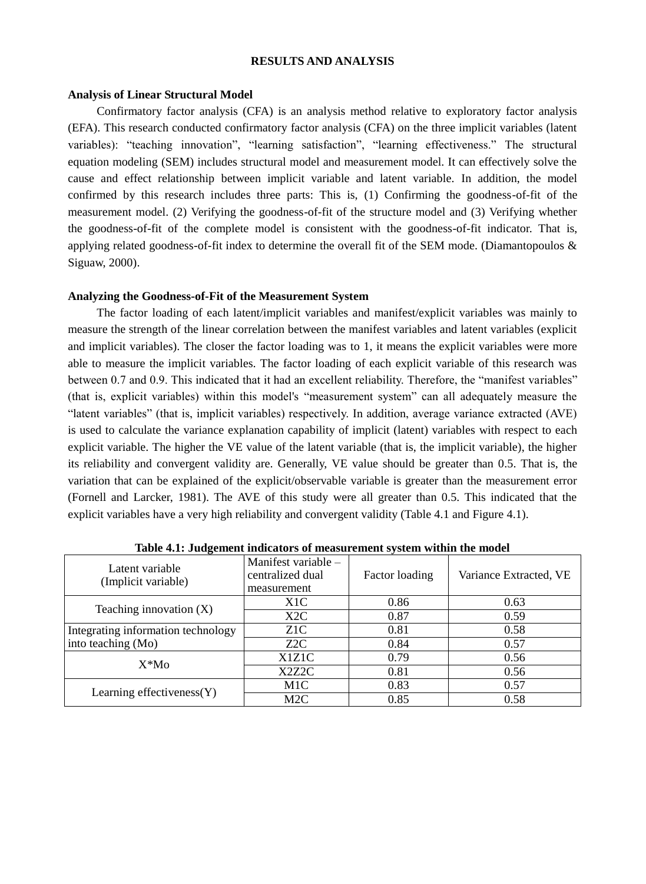## RESULTS AND ANALYSIS

### Analysis of Linear Structural Model

Confirmatory factor analysis (CFA) is an analysis method relative to exploratory factor analysis (EFA). This research conducted confirmatory factor analysis (CFA) on the three implicit variables (latent variables): "teaching innovation", "learning satisfaction", "learning effectiveness." The structural equation modeling (SEM) includes structural model and measurement model. It can effectively solve the cause and effect relationship between implicit variable and latent variable. In addition, the model confirmed by this research includes three parts: This is, (1) Confirming the goodness-of-fit of the measurement model. (2) Verifying the goodness-of-fit of the structure model and (3) Verifying whether the goodness-of-fit of the complete model is consistent with the goodness-of-fit indicator. That is, applying related goodness-of-fit index to determine the overall fit of the SEM mode. (Diamantopoulos & Siguaw, 2000).

### Analyzing the Goodness-of-Fit of the Measurement System

The factor loading of each latent/implicit variables and manifest/explicit variables was mainly to measure the strength of the linear correlation between the manifest variables and latent variables (explicit and implicit variables). The closer the factor loading was to 1, it means the explicit variables were more able to measure the implicit variables. The factor loading of each explicit variable of this research was between 0.7 and 0.9. This indicated that it had an excellent reliability. Therefore, the "manifest variables" (that is, explicit variables) within this model's "measurement system" can all adequately measure the "latent variables" (that is, implicit variables) respectively. In addition, average variance extracted (AVE) is used to calculate the variance explanation capability of implicit (latent) variables with respect to each explicit variable. The higher the VE value of the latent variable (that is, the implicit variable), the higher its reliability and convergent validity are. Generally, VE value should be greater than 0.5. That is, the variation that can be explained of the explicit/observable variable is greater than the measurement error (Fornell and Larcker, 1981). The AVE of this study were all greater than 0.5. This indicated that the explicit variables have a very high reliability and convergent validity (Table 4.1 and Figure 4.1).

**Table 4.1: Judgement indicators of measurement system within the model**

| Latent variable (Implicit variable) | Manifest variable – centralized dual measurement | Factor loading | Variance Extracted, VE |
|---|---|---|---|
| Teaching innovation (X) | X1C | 0.86 | 0.63 |
| | X2C | 0.87 | 0.59 |
| Integrating information technology into teaching (Mo) | Z1C | 0.81 | 0.58 |
| | Z2C | 0.84 | 0.57 |
| X*Mo | X1Z1C | 0.79 | 0.56 |
| | X2Z2C | 0.81 | 0.56 |
| Learning effectiveness(Y) | M1C | 0.83 | 0.57 |
| | M2C | 0.85 | 0.58 |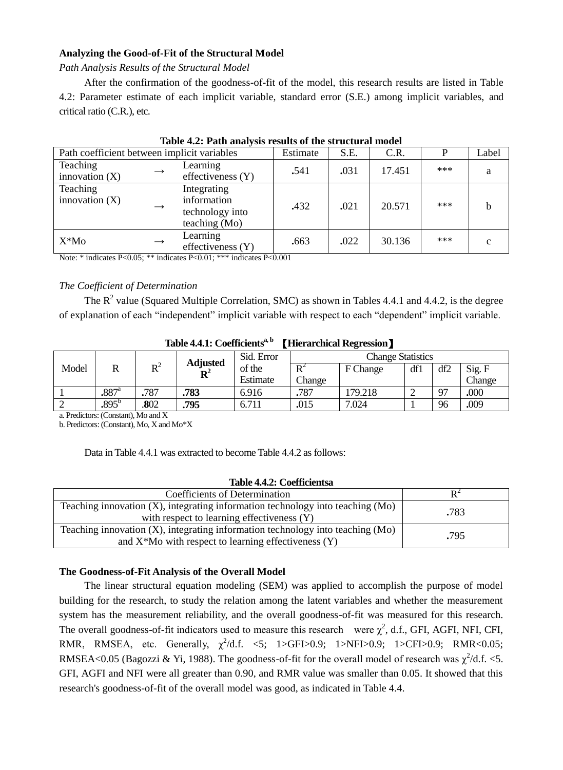**Analyzing the Good-of-Fit of the Structural Model**

*Path Analysis Results of the Structural Model*

After the confirmation of the goodness-of-fit of the model, this research results are listed in Table 4.2: Parameter estimate of each implicit variable, standard error (S.E.) among implicit variables, and critical ratio (C.R.), etc.

**Table 4.2: Path analysis results of the structural model**

| Path coefficient between implicit variables | | | Estimate | S.E. | C.R. | P | Label |
|---|---|---|---|---|---|---|---|
| Teaching innovation (X) | → | Learning effectiveness (Y) | .541 | .031 | 17.451 | *** | a |
| Teaching innovation (X) | → | Integrating information technology into teaching (Mo) | .432 | .021 | 20.571 | *** | b |
| X*Mo | → | Learning effectiveness (Y) | .663 | .022 | 30.136 | *** | c |

Note: * indicates P<0.05; ** indicates P<0.01; *** indicates P<0.001

*The Coefficient of Determination*

The $R^2$ value (Squared Multiple Correlation, SMC) as shown in Tables 4.4.1 and 4.4.2, is the degree of explanation of each "independent" implicit variable with respect to each "dependent" implicit variable.

**Table 4.4.1: Coefficients[a, b] 【Hierarchical Regression】**

| Model | R | $R^2$ | **Adjusted $R^2$** | Sid. Error of the Estimate | Change Statistics | | | | |
|---|---|---|---|---|---|---|---|---|---|
| | | | | | $R^2$ Change | F Change | df1 | df2 | Sig. F Change |
| 1 | .887[a] | .787 | **.783** | 6.916 | .787 | 179.218 | 2 | 97 | .000 |
| 2 | .895[b] | .802 | **.795** | 6.711 | .015 | 7.024 | 1 | 96 | .009 |

a. Predictors: (Constant), Mo and X

b. Predictors: (Constant), Mo, X and Mo*X

Data in Table 4.4.1 was extracted to become Table 4.4.2 as follows:

**Table 4.4.2: Coefficientsa**

| Coefficients of Determination | $R^2$ |
|---|---|
| Teaching innovation (X), integrating information technology into teaching (Mo) with respect to learning effectiveness (Y) | .783 |
| Teaching innovation (X), integrating information technology into teaching (Mo) and X*Mo with respect to learning effectiveness (Y) | .795 |

**The Goodness-of-Fit Analysis of the Overall Model**

The linear structural equation modeling (SEM) was applied to accomplish the purpose of model building for the research, to study the relation among the latent variables and whether the measurement system has the measurement reliability, and the overall goodness-of-fit was measured for this research. The overall goodness-of-fit indicators used to measure this research were $\chi^2$, d.f., GFI, AGFI, NFI, CFI, RMR, RMSEA, etc. Generally, $\chi^2$/d.f. <5; 1>GFI>0.9; 1>NFI>0.9; 1>CFI>0.9; RMR<0.05; RMSEA<0.05 (Bagozzi & Yi, 1988). The goodness-of-fit for the overall model of research was $\chi^2$/d.f. <5. GFI, AGFI and NFI were all greater than 0.90, and RMR value was smaller than 0.05. It showed that this research's goodness-of-fit of the overall model was good, as indicated in Table 4.4.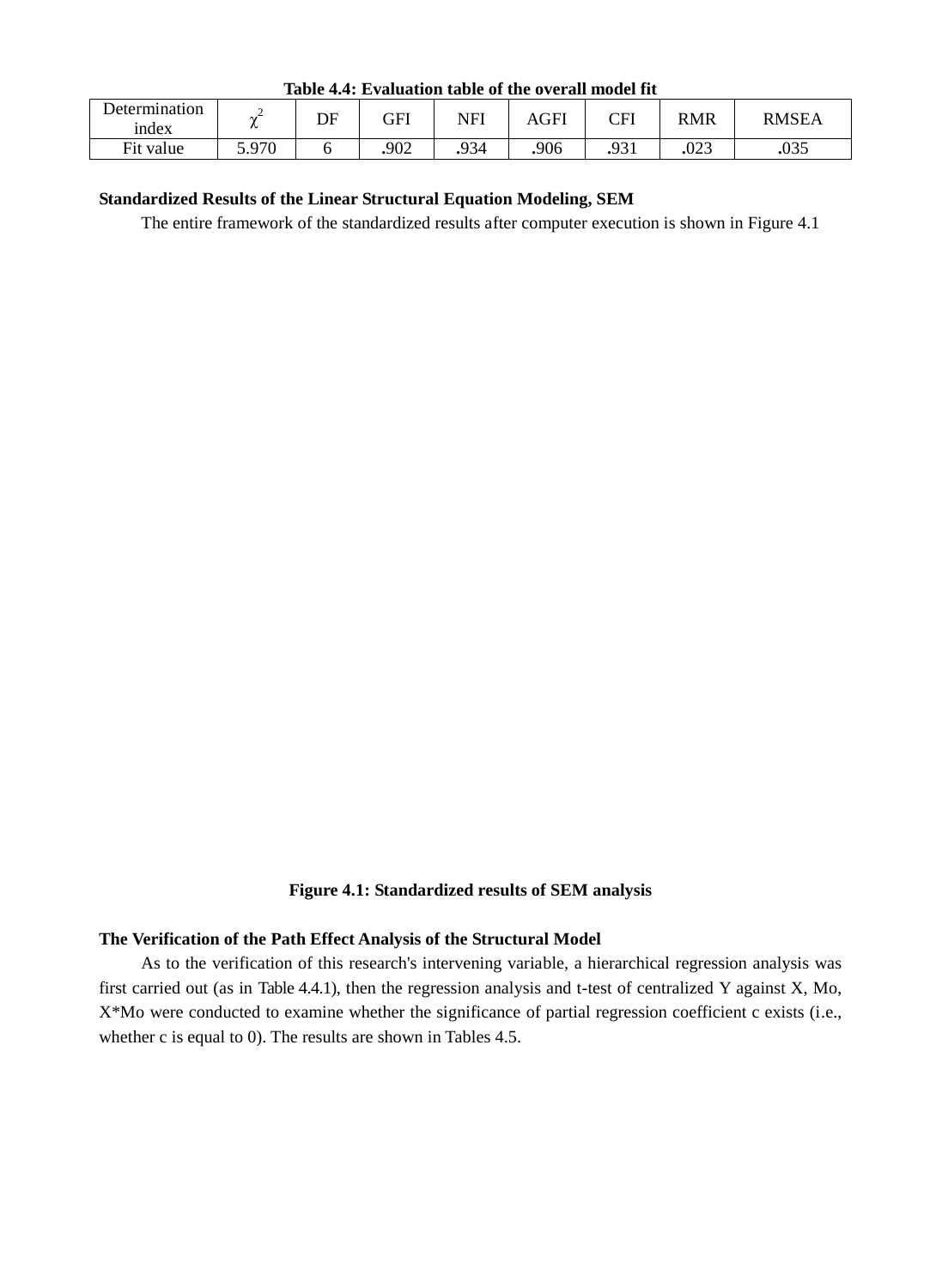**Table 4.4: Evaluation table of the overall model fit**

| Determination index | $\chi^2$ | DF | GFI | NFI | AGFI | CFI | RMR | RMSEA |
|---|---|---|---|---|---|---|---|---|
| Fit value | 5.970 | 6 | .902 | .934 | .906 | .931 | .023 | .035 |

**Standardized Results of the Linear Structural Equation Modeling, SEM**

The entire framework of the standardized results after computer execution is shown in Figure 4.1

**Figure 4.1: Standardized results of SEM analysis**

**The Verification of the Path Effect Analysis of the Structural Model**

As to the verification of this research's intervening variable, a hierarchical regression analysis was first carried out (as in Table 4.4.1), then the regression analysis and t-test of centralized Y against X, Mo, X*Mo were conducted to examine whether the significance of partial regression coefficient c exists (i.e., whether c is equal to 0). The results are shown in Tables 4.5.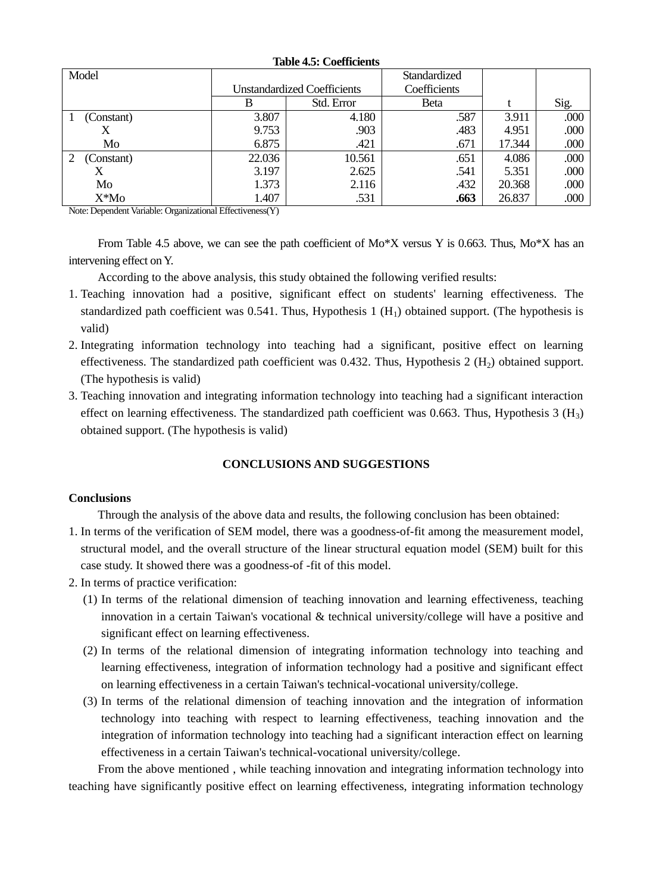**Table 4.5: Coefficients**

| Model | Unstandardized Coefficients | | Standardized Coefficients | t | Sig. |
|---|---|---|---|---|---|
| | B | Std. Error | Beta | | |
| 1 (Constant) | 3.807 | 4.180 | .587 | 3.911 | .000 |
| X | 9.753 | .903 | .483 | 4.951 | .000 |
| Mo | 6.875 | .421 | .671 | 17.344 | .000 |
| 2 (Constant) | 22.036 | 10.561 | .651 | 4.086 | .000 |
| X | 3.197 | 2.625 | .541 | 5.351 | .000 |
| Mo | 1.373 | 2.116 | .432 | 20.368 | .000 |
| X*Mo | 1.407 | .531 | **.663** | 26.837 | .000 |

Note: Dependent Variable: Organizational Effectiveness(Y)

From Table 4.5 above, we can see the path coefficient of Mo*X versus Y is 0.663. Thus, Mo*X has an intervening effect on Y.

According to the above analysis, this study obtained the following verified results:

1. Teaching innovation had a positive, significant effect on students' learning effectiveness. The standardized path coefficient was 0.541. Thus, Hypothesis 1 ($H_1$) obtained support. (The hypothesis is valid)
2. Integrating information technology into teaching had a significant, positive effect on learning effectiveness. The standardized path coefficient was 0.432. Thus, Hypothesis 2 ($H_2$) obtained support. (The hypothesis is valid)
3. Teaching innovation and integrating information technology into teaching had a significant interaction effect on learning effectiveness. The standardized path coefficient was 0.663. Thus, Hypothesis 3 ($H_3$) obtained support. (The hypothesis is valid)

## CONCLUSIONS AND SUGGESTIONS

### Conclusions

Through the analysis of the above data and results, the following conclusion has been obtained:

1. In terms of the verification of SEM model, there was a goodness-of-fit among the measurement model, structural model, and the overall structure of the linear structural equation model (SEM) built for this case study. It showed there was a goodness-of -fit of this model.
2. In terms of practice verification:
   (1) In terms of the relational dimension of teaching innovation and learning effectiveness, teaching innovation in a certain Taiwan's vocational & technical university/college will have a positive and significant effect on learning effectiveness.
   (2) In terms of the relational dimension of integrating information technology into teaching and learning effectiveness, integration of information technology had a positive and significant effect on learning effectiveness in a certain Taiwan's technical-vocational university/college.
   (3) In terms of the relational dimension of teaching innovation and the integration of information technology into teaching with respect to learning effectiveness, teaching innovation and the integration of information technology into teaching had a significant interaction effect on learning effectiveness in a certain Taiwan's technical-vocational university/college.

From the above mentioned , while teaching innovation and integrating information technology into teaching have significantly positive effect on learning effectiveness, integrating information technology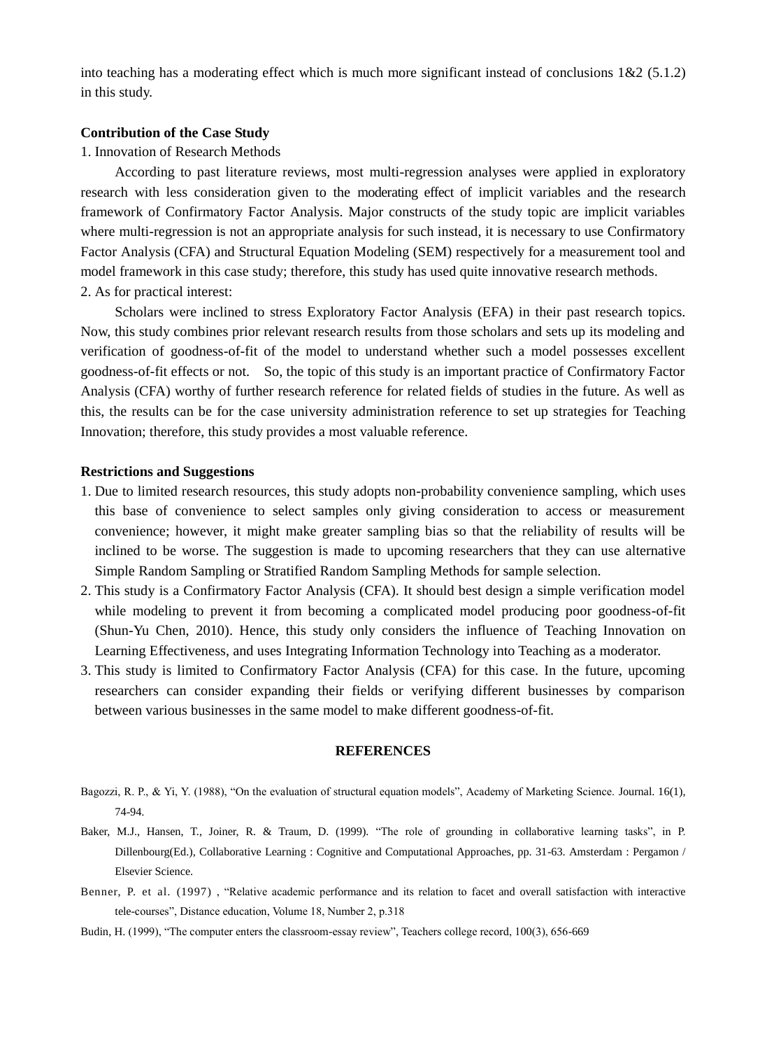into teaching has a moderating effect which is much more significant instead of conclusions 1&2 (5.1.2) in this study.

**Contribution of the Case Study**

1. Innovation of Research Methods

According to past literature reviews, most multi-regression analyses were applied in exploratory research with less consideration given to the moderating effect of implicit variables and the research framework of Confirmatory Factor Analysis. Major constructs of the study topic are implicit variables where multi-regression is not an appropriate analysis for such instead, it is necessary to use Confirmatory Factor Analysis (CFA) and Structural Equation Modeling (SEM) respectively for a measurement tool and model framework in this case study; therefore, this study has used quite innovative research methods.

2. As for practical interest:

Scholars were inclined to stress Exploratory Factor Analysis (EFA) in their past research topics. Now, this study combines prior relevant research results from those scholars and sets up its modeling and verification of goodness-of-fit of the model to understand whether such a model possesses excellent goodness-of-fit effects or not. So, the topic of this study is an important practice of Confirmatory Factor Analysis (CFA) worthy of further research reference for related fields of studies in the future. As well as this, the results can be for the case university administration reference to set up strategies for Teaching Innovation; therefore, this study provides a most valuable reference.

**Restrictions and Suggestions**

1. Due to limited research resources, this study adopts non-probability convenience sampling, which uses this base of convenience to select samples only giving consideration to access or measurement convenience; however, it might make greater sampling bias so that the reliability of results will be inclined to be worse. The suggestion is made to upcoming researchers that they can use alternative Simple Random Sampling or Stratified Random Sampling Methods for sample selection.
2. This study is a Confirmatory Factor Analysis (CFA). It should best design a simple verification model while modeling to prevent it from becoming a complicated model producing poor goodness-of-fit (Shun-Yu Chen, 2010). Hence, this study only considers the influence of Teaching Innovation on Learning Effectiveness, and uses Integrating Information Technology into Teaching as a moderator.
3. This study is limited to Confirmatory Factor Analysis (CFA) for this case. In the future, upcoming researchers can consider expanding their fields or verifying different businesses by comparison between various businesses in the same model to make different goodness-of-fit.

## REFERENCES

Bagozzi, R. P., & Yi, Y. (1988), "On the evaluation of structural equation models", Academy of Marketing Science. Journal. 16(1), 74-94.

Baker, M.J., Hansen, T., Joiner, R. & Traum, D. (1999). "The role of grounding in collaborative learning tasks", in P. Dillenbourg(Ed.), Collaborative Learning : Cognitive and Computational Approaches, pp. 31-63. Amsterdam : Pergamon / Elsevier Science.

Benner, P. et al. (1997) , "Relative academic performance and its relation to facet and overall satisfaction with interactive tele-courses", Distance education, Volume 18, Number 2, p.318

Budin, H. (1999), "The computer enters the classroom-essay review", Teachers college record, 100(3), 656-669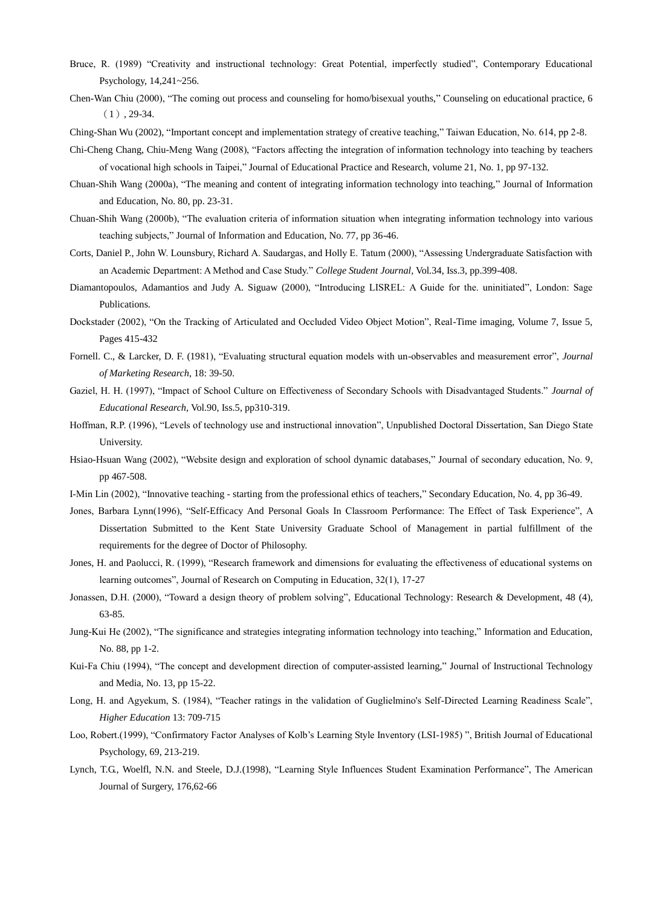Bruce, R. (1989) "Creativity and instructional technology: Great Potential, imperfectly studied", Contemporary Educational Psychology, 14,241~256.

Chen-Wan Chiu (2000), "The coming out process and counseling for homo/bisexual youths," Counseling on educational practice, 6（1）, 29-34.

Ching-Shan Wu (2002), "Important concept and implementation strategy of creative teaching," Taiwan Education, No. 614, pp 2-8.

Chi-Cheng Chang, Chiu-Meng Wang (2008), "Factors affecting the integration of information technology into teaching by teachers of vocational high schools in Taipei," Journal of Educational Practice and Research, volume 21, No. 1, pp 97-132.

Chuan-Shih Wang (2000a), "The meaning and content of integrating information technology into teaching," Journal of Information and Education, No. 80, pp. 23-31.

Chuan-Shih Wang (2000b), "The evaluation criteria of information situation when integrating information technology into various teaching subjects," Journal of Information and Education, No. 77, pp 36-46.

Corts, Daniel P., John W. Lounsbury, Richard A. Saudargas, and Holly E. Tatum (2000), "Assessing Undergraduate Satisfaction with an Academic Department: A Method and Case Study." *College Student Journal*, Vol.34, Iss.3, pp.399-408.

Diamantopoulos, Adamantios and Judy A. Siguaw (2000), "Introducing LISREL: A Guide for the. uninitiated", London: Sage Publications.

Dockstader (2002), "On the Tracking of Articulated and Occluded Video Object Motion", Real-Time imaging, Volume 7, Issue 5, Pages 415-432

Fornell. C., & Larcker, D. F. (1981), "Evaluating structural equation models with un-observables and measurement error", *Journal of Marketing Research*, 18: 39-50.

Gaziel, H. H. (1997), "Impact of School Culture on Effectiveness of Secondary Schools with Disadvantaged Students." *Journal of Educational Research*, Vol.90, Iss.5, pp310-319.

Hoffman, R.P. (1996), "Levels of technology use and instructional innovation", Unpublished Doctoral Dissertation, San Diego State University.

Hsiao-Hsuan Wang (2002), "Website design and exploration of school dynamic databases," Journal of secondary education, No. 9, pp 467-508.

I-Min Lin (2002), "Innovative teaching - starting from the professional ethics of teachers," Secondary Education, No. 4, pp 36-49.

Jones, Barbara Lynn(1996), "Self-Efficacy And Personal Goals In Classroom Performance: The Effect of Task Experience", A Dissertation Submitted to the Kent State University Graduate School of Management in partial fulfillment of the requirements for the degree of Doctor of Philosophy.

Jones, H. and Paolucci, R. (1999), "Research framework and dimensions for evaluating the effectiveness of educational systems on learning outcomes", Journal of Research on Computing in Education, 32(1), 17-27

Jonassen, D.H. (2000), "Toward a design theory of problem solving", Educational Technology: Research & Development, 48 (4), 63-85.

Jung-Kui He (2002), "The significance and strategies integrating information technology into teaching," Information and Education, No. 88, pp 1-2.

Kui-Fa Chiu (1994), "The concept and development direction of computer-assisted learning," Journal of Instructional Technology and Media, No. 13, pp 15-22.

Long, H. and Agyekum, S. (1984), "Teacher ratings in the validation of Guglielmino's Self-Directed Learning Readiness Scale", *Higher Education* 13: 709-715

Loo, Robert.(1999), "Confirmatory Factor Analyses of Kolb's Learning Style Inventory (LSI-1985) ", British Journal of Educational Psychology, 69, 213-219.

Lynch, T.G., Woelfl, N.N. and Steele, D.J.(1998), "Learning Style Influences Student Examination Performance", The American Journal of Surgery, 176,62-66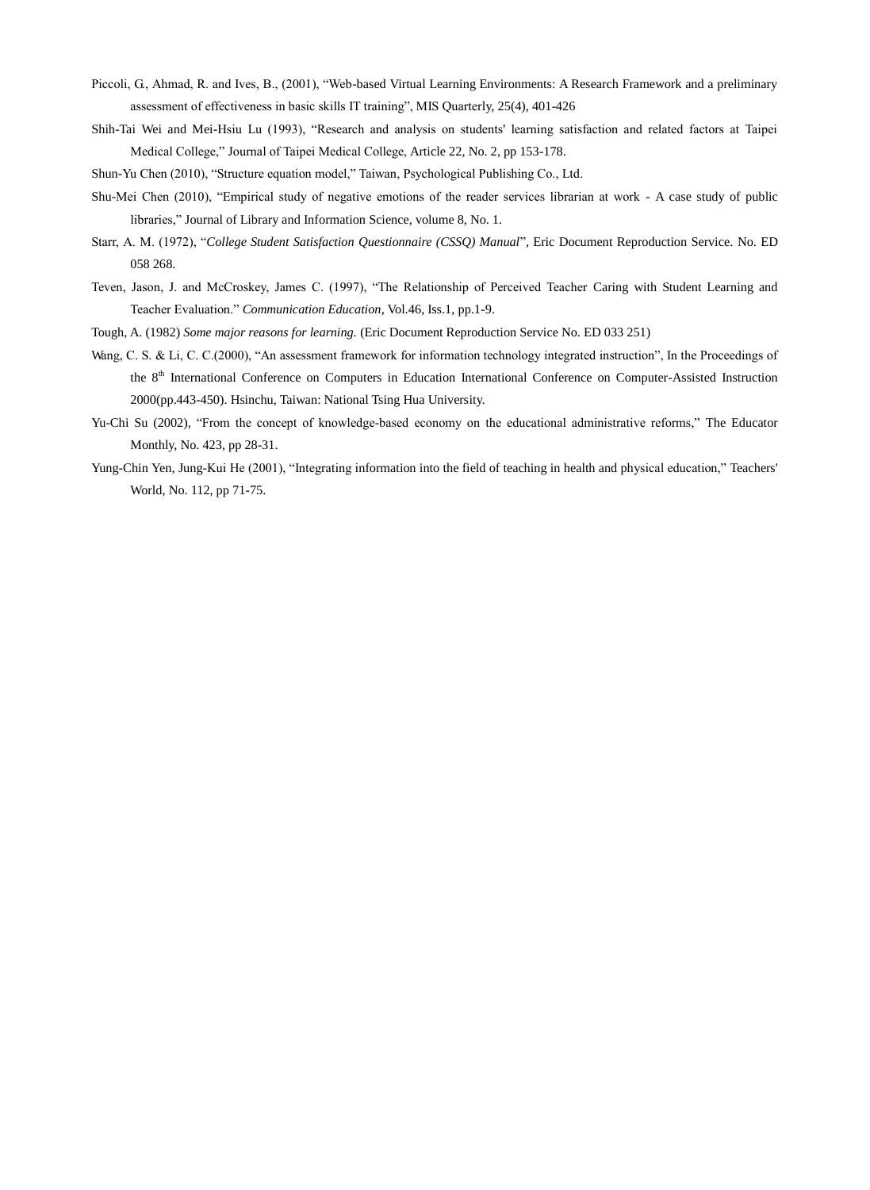Piccoli, G., Ahmad, R. and Ives, B., (2001), "Web-based Virtual Learning Environments: A Research Framework and a preliminary assessment of effectiveness in basic skills IT training", MIS Quarterly, 25(4), 401-426

Shih-Tai Wei and Mei-Hsiu Lu (1993), "Research and analysis on students' learning satisfaction and related factors at Taipei Medical College," Journal of Taipei Medical College, Article 22, No. 2, pp 153-178.

Shun-Yu Chen (2010), "Structure equation model," Taiwan, Psychological Publishing Co., Ltd.

Shu-Mei Chen (2010), "Empirical study of negative emotions of the reader services librarian at work - A case study of public libraries," Journal of Library and Information Science, volume 8, No. 1.

Starr, A. M. (1972), "*College Student Satisfaction Questionnaire (CSSQ) Manual*", Eric Document Reproduction Service. No. ED 058 268.

Teven, Jason, J. and McCroskey, James C. (1997), "The Relationship of Perceived Teacher Caring with Student Learning and Teacher Evaluation." *Communication Education*, Vol.46, Iss.1, pp.1-9.

Tough, A. (1982) *Some major reasons for learning.* (Eric Document Reproduction Service No. ED 033 251)

Wang, C. S. & Li, C. C.(2000), "An assessment framework for information technology integrated instruction", In the Proceedings of the 8th International Conference on Computers in Education International Conference on Computer-Assisted Instruction 2000(pp.443-450). Hsinchu, Taiwan: National Tsing Hua University.

Yu-Chi Su (2002), "From the concept of knowledge-based economy on the educational administrative reforms," The Educator Monthly, No. 423, pp 28-31.

Yung-Chin Yen, Jung-Kui He (2001), "Integrating information into the field of teaching in health and physical education," Teachers' World, No. 112, pp 71-75.